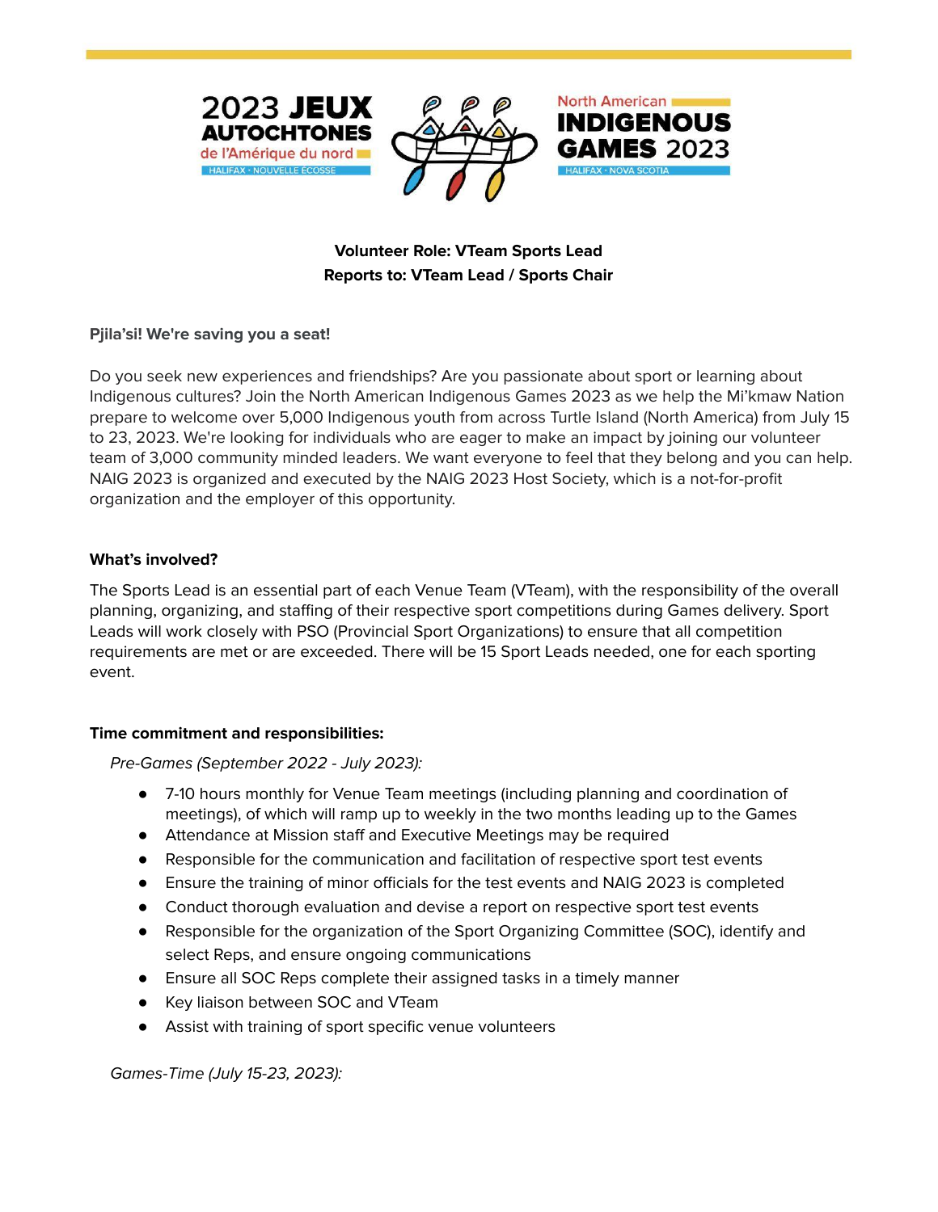2023 JEUX AUTOCHTONES de l'Amérique du nord HALIFAX · NOUVELLE ÉCOSSE

North American INDIGENOUS GAMES 2023 HALIFAX · NOVA SCOTIA

**Volunteer Role: VTeam Sports Lead**
**Reports to: VTeam Lead / Sports Chair**

**Pjila'si! We're saving you a seat!**

Do you seek new experiences and friendships? Are you passionate about sport or learning about Indigenous cultures? Join the North American Indigenous Games 2023 as we help the Mi'kmaw Nation prepare to welcome over 5,000 Indigenous youth from across Turtle Island (North America) from July 15 to 23, 2023. We're looking for individuals who are eager to make an impact by joining our volunteer team of 3,000 community minded leaders. We want everyone to feel that they belong and you can help. NAIG 2023 is organized and executed by the NAIG 2023 Host Society, which is a not-for-profit organization and the employer of this opportunity.

**What's involved?**

The Sports Lead is an essential part of each Venue Team (VTeam), with the responsibility of the overall planning, organizing, and staffing of their respective sport competitions during Games delivery. Sport Leads will work closely with PSO (Provincial Sport Organizations) to ensure that all competition requirements are met or are exceeded. There will be 15 Sport Leads needed, one for each sporting event.

**Time commitment and responsibilities:**

*Pre-Games (September 2022 - July 2023):*

- 7-10 hours monthly for Venue Team meetings (including planning and coordination of meetings), of which will ramp up to weekly in the two months leading up to the Games
- Attendance at Mission staff and Executive Meetings may be required
- Responsible for the communication and facilitation of respective sport test events
- Ensure the training of minor officials for the test events and NAIG 2023 is completed
- Conduct thorough evaluation and devise a report on respective sport test events
- Responsible for the organization of the Sport Organizing Committee (SOC), identify and select Reps, and ensure ongoing communications
- Ensure all SOC Reps complete their assigned tasks in a timely manner
- Key liaison between SOC and VTeam
- Assist with training of sport specific venue volunteers

*Games-Time (July 15-23, 2023):*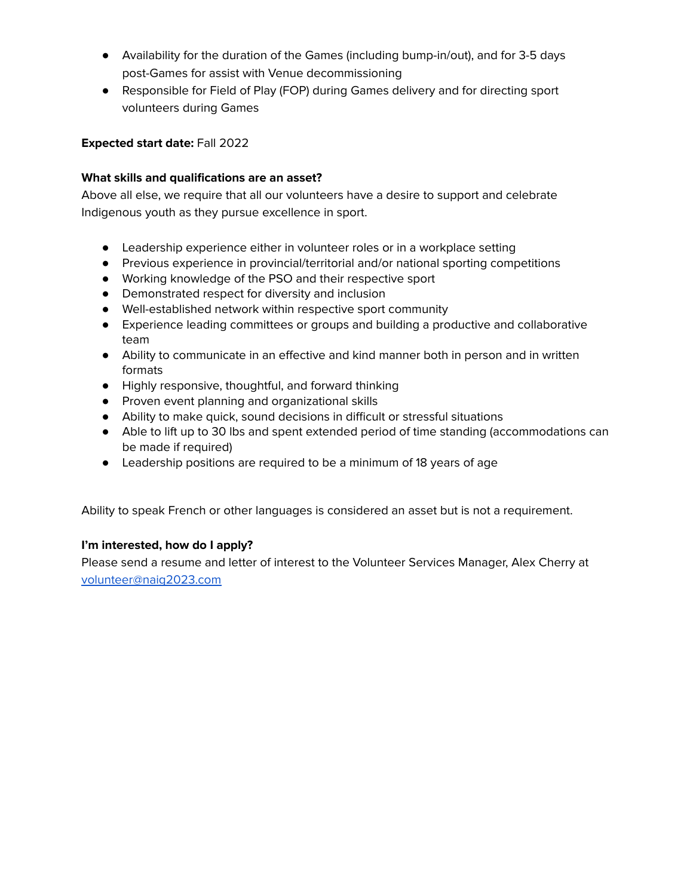- Availability for the duration of the Games (including bump-in/out), and for 3-5 days post-Games for assist with Venue decommissioning
- Responsible for Field of Play (FOP) during Games delivery and for directing sport volunteers during Games

**Expected start date:** Fall 2022

**What skills and qualifications are an asset?**

Above all else, we require that all our volunteers have a desire to support and celebrate Indigenous youth as they pursue excellence in sport.

- Leadership experience either in volunteer roles or in a workplace setting
- Previous experience in provincial/territorial and/or national sporting competitions
- Working knowledge of the PSO and their respective sport
- Demonstrated respect for diversity and inclusion
- Well-established network within respective sport community
- Experience leading committees or groups and building a productive and collaborative team
- Ability to communicate in an effective and kind manner both in person and in written formats
- Highly responsive, thoughtful, and forward thinking
- Proven event planning and organizational skills
- Ability to make quick, sound decisions in difficult or stressful situations
- Able to lift up to 30 lbs and spent extended period of time standing (accommodations can be made if required)
- Leadership positions are required to be a minimum of 18 years of age

Ability to speak French or other languages is considered an asset but is not a requirement.

**I'm interested, how do I apply?**

Please send a resume and letter of interest to the Volunteer Services Manager, Alex Cherry at volunteer@naig2023.com